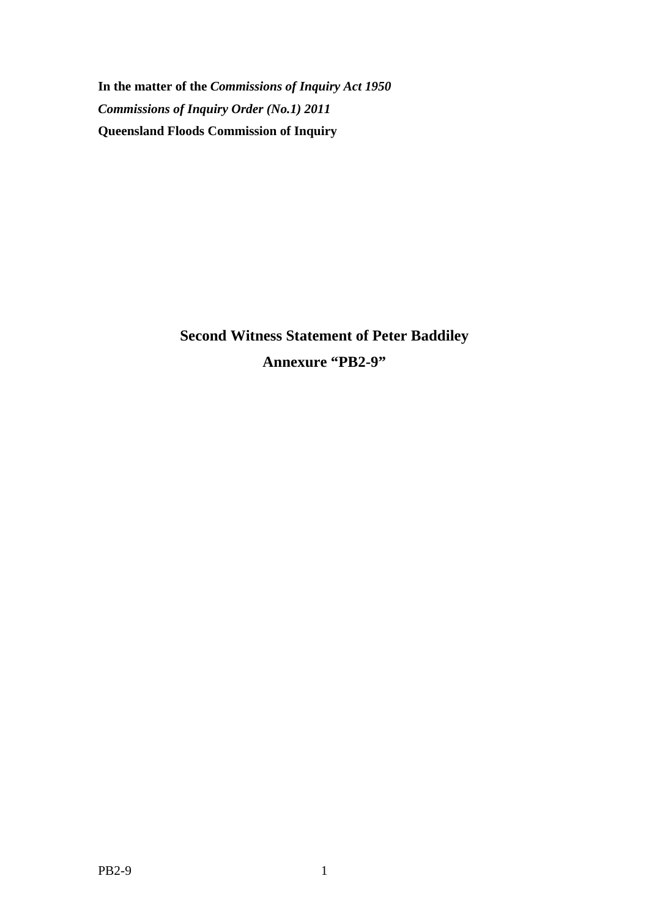**In the matter of the *Commissions of Inquiry Act 1950***

***Commissions of Inquiry Order (No.1) 2011***

**Queensland Floods Commission of Inquiry**

## Second Witness Statement of Peter Baddiley

## Annexure "PB2-9"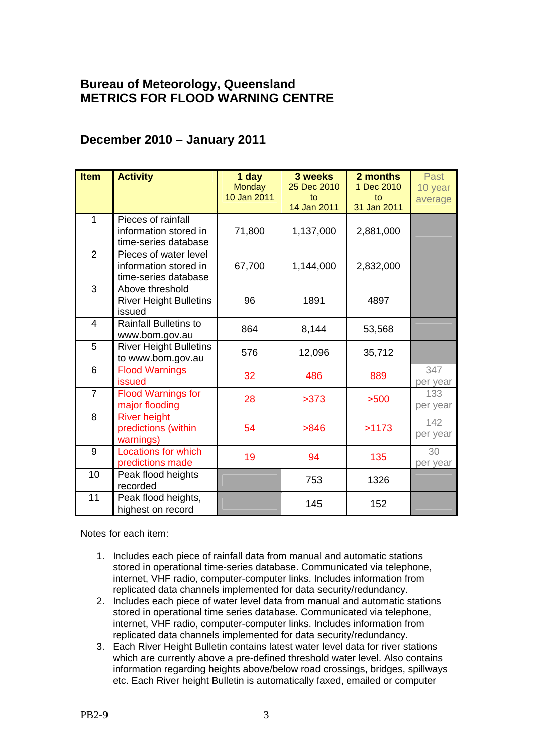## Bureau of Meteorology, Queensland
## METRICS FOR FLOOD WARNING CENTRE

## December 2010 – January 2011

| Item | Activity | 1 day Monday 10 Jan 2011 | 3 weeks 25 Dec 2010 to 14 Jan 2011 | 2 months 1 Dec 2010 to 31 Jan 2011 | Past 10 year average |
|---|---|---|---|---|---|
| 1 | Pieces of rainfall information stored in time-series database | 71,800 | 1,137,000 | 2,881,000 | |
| 2 | Pieces of water level information stored in time-series database | 67,700 | 1,144,000 | 2,832,000 | |
| 3 | Above threshold River Height Bulletins issued | 96 | 1891 | 4897 | |
| 4 | Rainfall Bulletins to www.bom.gov.au | 864 | 8,144 | 53,568 | |
| 5 | River Height Bulletins to www.bom.gov.au | 576 | 12,096 | 35,712 | |
| 6 | Flood Warnings issued | 32 | 486 | 889 | 347 per year |
| 7 | Flood Warnings for major flooding | 28 | >373 | >500 | 133 per year |
| 8 | River height predictions (within warnings) | 54 | >846 | >1173 | 142 per year |
| 9 | Locations for which predictions made | 19 | 94 | 135 | 30 per year |
| 10 | Peak flood heights recorded | | 753 | 1326 | |
| 11 | Peak flood heights, highest on record | | 145 | 152 | |

Notes for each item:

1. Includes each piece of rainfall data from manual and automatic stations stored in operational time-series database. Communicated via telephone, internet, VHF radio, computer-computer links. Includes information from replicated data channels implemented for data security/redundancy.
2. Includes each piece of water level data from manual and automatic stations stored in operational time series database. Communicated via telephone, internet, VHF radio, computer-computer links. Includes information from replicated data channels implemented for data security/redundancy.
3. Each River Height Bulletin contains latest water level data for river stations which are currently above a pre-defined threshold water level. Also contains information regarding heights above/below road crossings, bridges, spillways etc. Each River height Bulletin is automatically faxed, emailed or computer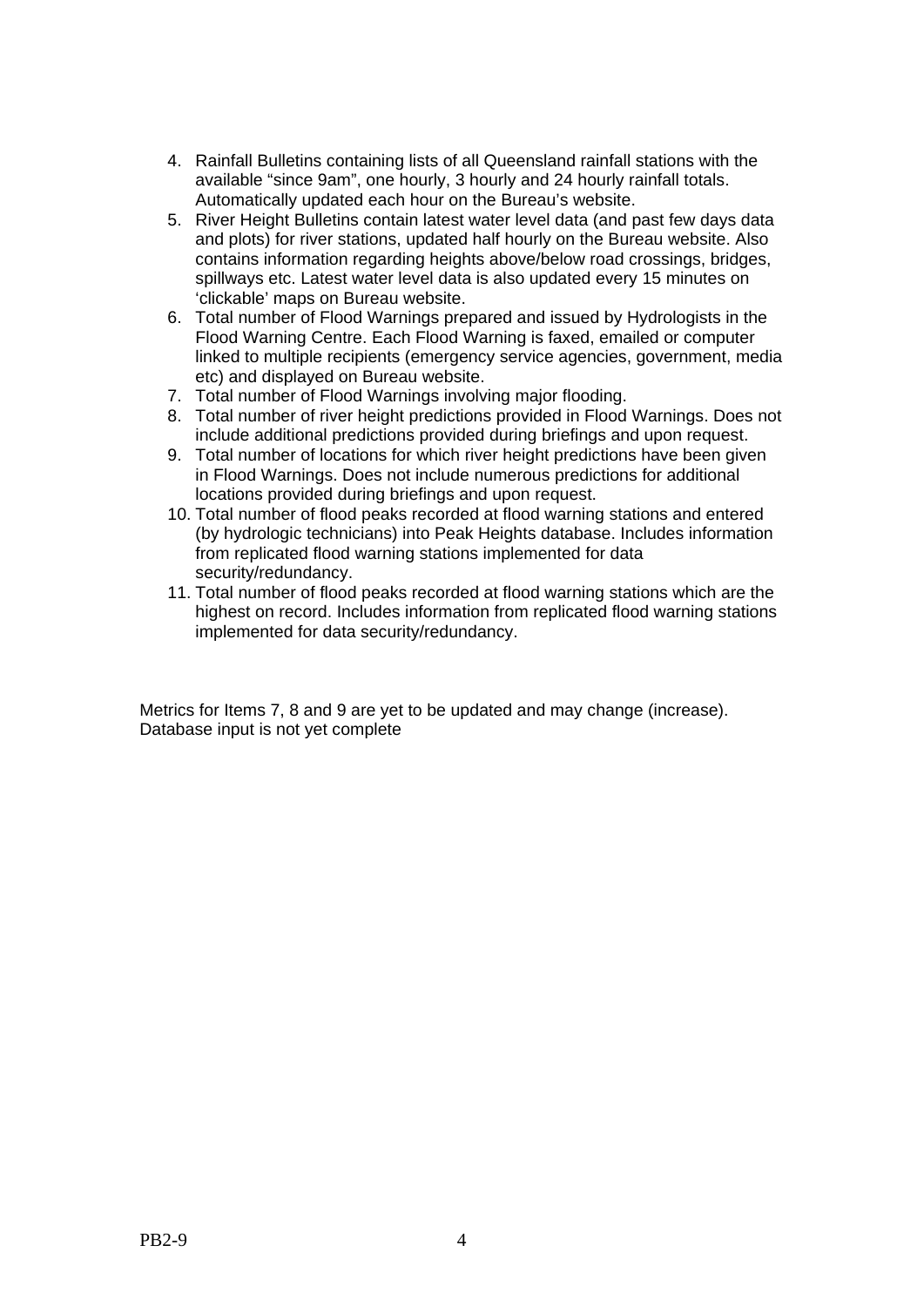4. Rainfall Bulletins containing lists of all Queensland rainfall stations with the available “since 9am”, one hourly, 3 hourly and 24 hourly rainfall totals. Automatically updated each hour on the Bureau’s website.
5. River Height Bulletins contain latest water level data (and past few days data and plots) for river stations, updated half hourly on the Bureau website. Also contains information regarding heights above/below road crossings, bridges, spillways etc. Latest water level data is also updated every 15 minutes on ‘clickable’ maps on Bureau website.
6. Total number of Flood Warnings prepared and issued by Hydrologists in the Flood Warning Centre. Each Flood Warning is faxed, emailed or computer linked to multiple recipients (emergency service agencies, government, media etc) and displayed on Bureau website.
7. Total number of Flood Warnings involving major flooding.
8. Total number of river height predictions provided in Flood Warnings. Does not include additional predictions provided during briefings and upon request.
9. Total number of locations for which river height predictions have been given in Flood Warnings. Does not include numerous predictions for additional locations provided during briefings and upon request.
10. Total number of flood peaks recorded at flood warning stations and entered (by hydrologic technicians) into Peak Heights database. Includes information from replicated flood warning stations implemented for data security/redundancy.
11. Total number of flood peaks recorded at flood warning stations which are the highest on record. Includes information from replicated flood warning stations implemented for data security/redundancy.

Metrics for Items 7, 8 and 9 are yet to be updated and may change (increase). Database input is not yet complete